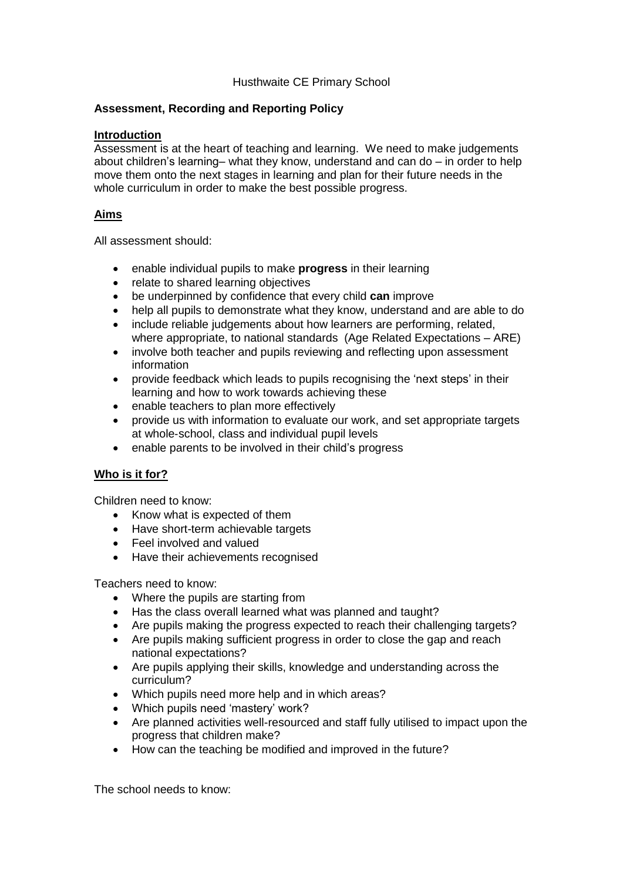Husthwaite CE Primary School

**Assessment, Recording and Reporting Policy**

## Introduction

Assessment is at the heart of teaching and learning. We need to make judgements about children's learning– what they know, understand and can do – in order to help move them onto the next stages in learning and plan for their future needs in the whole curriculum in order to make the best possible progress.

## Aims

All assessment should:

- enable individual pupils to make **progress** in their learning
- relate to shared learning objectives
- be underpinned by confidence that every child **can** improve
- help all pupils to demonstrate what they know, understand and are able to do
- include reliable judgements about how learners are performing, related, where appropriate, to national standards (Age Related Expectations – ARE)
- involve both teacher and pupils reviewing and reflecting upon assessment information
- provide feedback which leads to pupils recognising the 'next steps' in their learning and how to work towards achieving these
- enable teachers to plan more effectively
- provide us with information to evaluate our work, and set appropriate targets at whole-school, class and individual pupil levels
- enable parents to be involved in their child's progress

## Who is it for?

Children need to know:

- Know what is expected of them
- Have short-term achievable targets
- Feel involved and valued
- Have their achievements recognised

Teachers need to know:

- Where the pupils are starting from
- Has the class overall learned what was planned and taught?
- Are pupils making the progress expected to reach their challenging targets?
- Are pupils making sufficient progress in order to close the gap and reach national expectations?
- Are pupils applying their skills, knowledge and understanding across the curriculum?
- Which pupils need more help and in which areas?
- Which pupils need 'mastery' work?
- Are planned activities well-resourced and staff fully utilised to impact upon the progress that children make?
- How can the teaching be modified and improved in the future?

The school needs to know: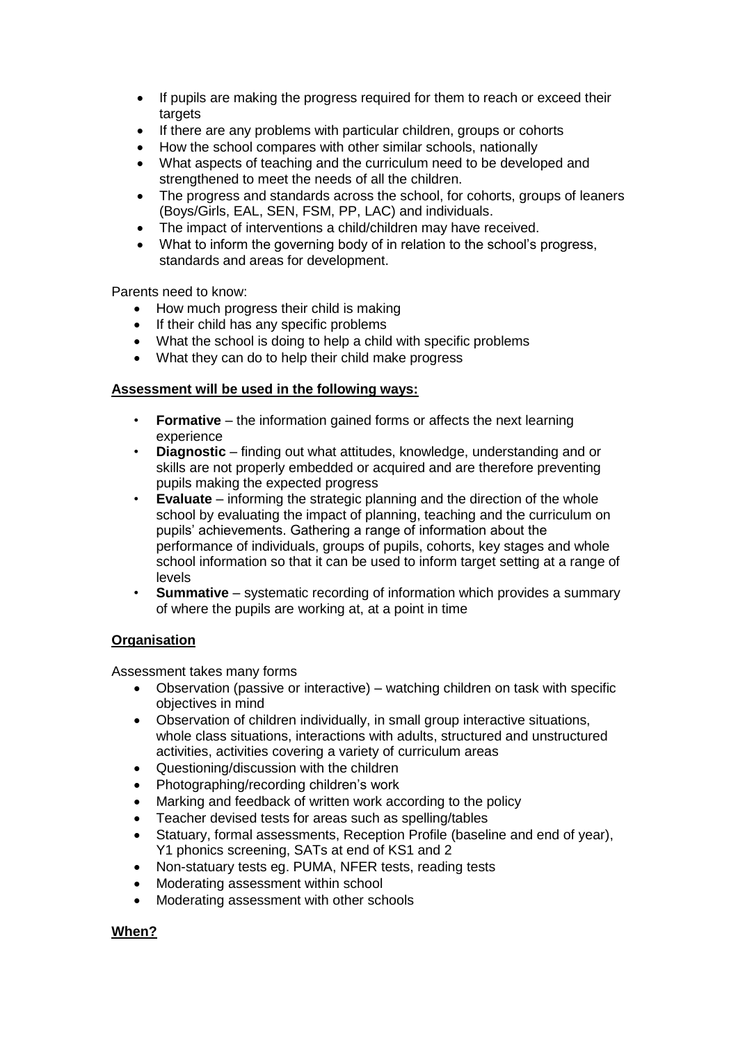- If pupils are making the progress required for them to reach or exceed their targets
- If there are any problems with particular children, groups or cohorts
- How the school compares with other similar schools, nationally
- What aspects of teaching and the curriculum need to be developed and strengthened to meet the needs of all the children.
- The progress and standards across the school, for cohorts, groups of leaners (Boys/Girls, EAL, SEN, FSM, PP, LAC) and individuals.
- The impact of interventions a child/children may have received.
- What to inform the governing body of in relation to the school's progress, standards and areas for development.

Parents need to know:

- How much progress their child is making
- If their child has any specific problems
- What the school is doing to help a child with specific problems
- What they can do to help their child make progress

**Assessment will be used in the following ways:**

- **Formative** – the information gained forms or affects the next learning experience
- **Diagnostic** – finding out what attitudes, knowledge, understanding and or skills are not properly embedded or acquired and are therefore preventing pupils making the expected progress
- **Evaluate** – informing the strategic planning and the direction of the whole school by evaluating the impact of planning, teaching and the curriculum on pupils' achievements. Gathering a range of information about the performance of individuals, groups of pupils, cohorts, key stages and whole school information so that it can be used to inform target setting at a range of levels
- **Summative** – systematic recording of information which provides a summary of where the pupils are working at, at a point in time

**Organisation**

Assessment takes many forms

- Observation (passive or interactive) – watching children on task with specific objectives in mind
- Observation of children individually, in small group interactive situations, whole class situations, interactions with adults, structured and unstructured activities, activities covering a variety of curriculum areas
- Questioning/discussion with the children
- Photographing/recording children's work
- Marking and feedback of written work according to the policy
- Teacher devised tests for areas such as spelling/tables
- Statuary, formal assessments, Reception Profile (baseline and end of year), Y1 phonics screening, SATs at end of KS1 and 2
- Non-statuary tests eg. PUMA, NFER tests, reading tests
- Moderating assessment within school
- Moderating assessment with other schools

**When?**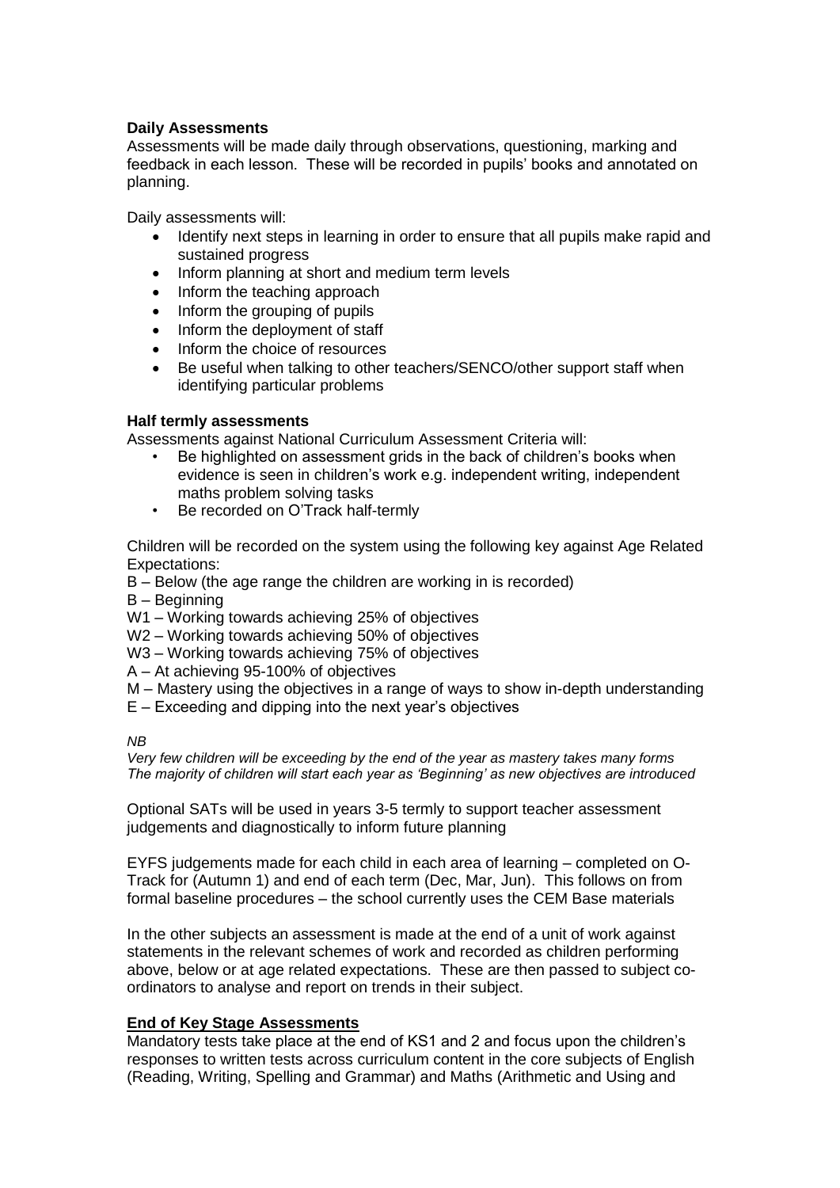**Daily Assessments**

Assessments will be made daily through observations, questioning, marking and feedback in each lesson. These will be recorded in pupils' books and annotated on planning.

Daily assessments will:

- Identify next steps in learning in order to ensure that all pupils make rapid and sustained progress
- Inform planning at short and medium term levels
- Inform the teaching approach
- Inform the grouping of pupils
- Inform the deployment of staff
- Inform the choice of resources
- Be useful when talking to other teachers/SENCO/other support staff when identifying particular problems

**Half termly assessments**

Assessments against National Curriculum Assessment Criteria will:

- Be highlighted on assessment grids in the back of children's books when evidence is seen in children's work e.g. independent writing, independent maths problem solving tasks
- Be recorded on O'Track half-termly

Children will be recorded on the system using the following key against Age Related Expectations:

B – Below (the age range the children are working in is recorded)
B – Beginning
W1 – Working towards achieving 25% of objectives
W2 – Working towards achieving 50% of objectives
W3 – Working towards achieving 75% of objectives
A – At achieving 95-100% of objectives
M – Mastery using the objectives in a range of ways to show in-depth understanding
E – Exceeding and dipping into the next year's objectives

*NB*
*Very few children will be exceeding by the end of the year as mastery takes many forms*
*The majority of children will start each year as 'Beginning' as new objectives are introduced*

Optional SATs will be used in years 3-5 termly to support teacher assessment judgements and diagnostically to inform future planning

EYFS judgements made for each child in each area of learning – completed on O-Track for (Autumn 1) and end of each term (Dec, Mar, Jun). This follows on from formal baseline procedures – the school currently uses the CEM Base materials

In the other subjects an assessment is made at the end of a unit of work against statements in the relevant schemes of work and recorded as children performing above, below or at age related expectations. These are then passed to subject co-ordinators to analyse and report on trends in their subject.

**End of Key Stage Assessments**

Mandatory tests take place at the end of KS1 and 2 and focus upon the children's responses to written tests across curriculum content in the core subjects of English (Reading, Writing, Spelling and Grammar) and Maths (Arithmetic and Using and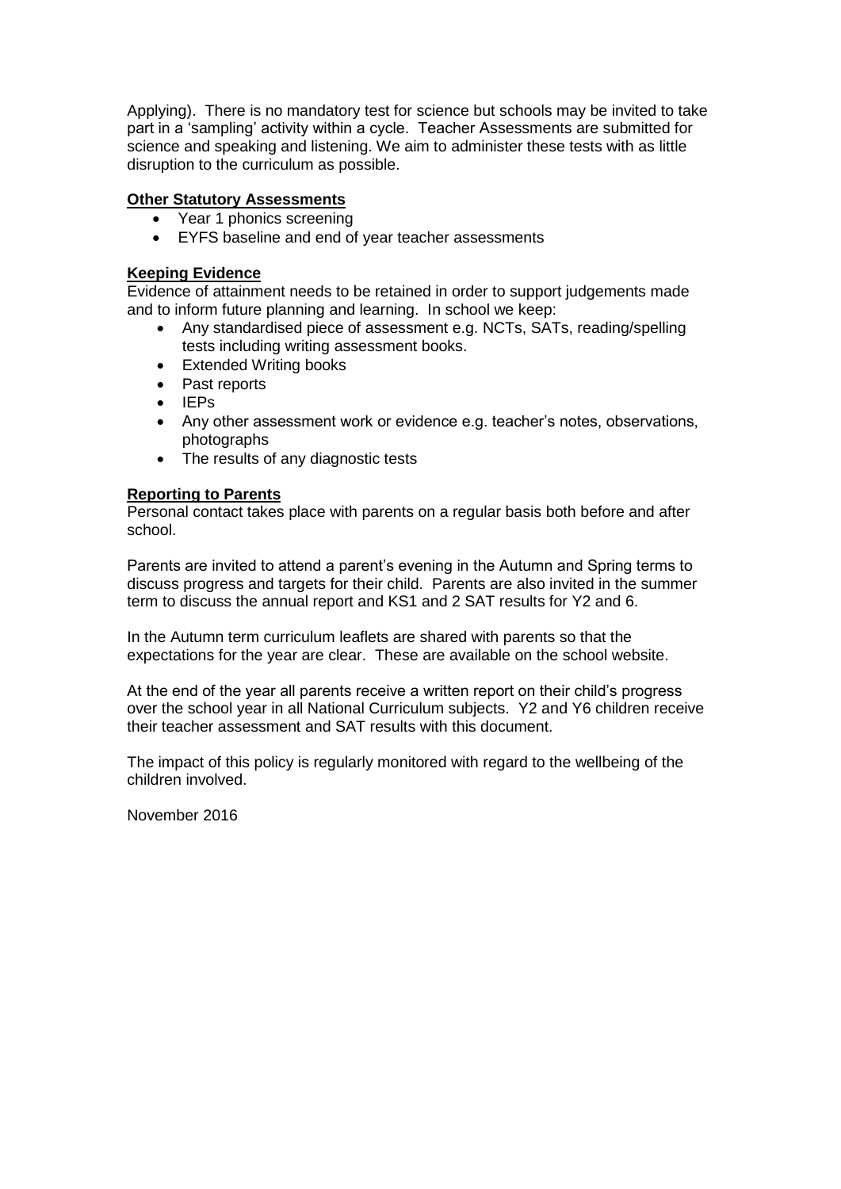Applying). There is no mandatory test for science but schools may be invited to take part in a 'sampling' activity within a cycle. Teacher Assessments are submitted for science and speaking and listening. We aim to administer these tests with as little disruption to the curriculum as possible.

**Other Statutory Assessments**

- Year 1 phonics screening
- EYFS baseline and end of year teacher assessments

**Keeping Evidence**

Evidence of attainment needs to be retained in order to support judgements made and to inform future planning and learning. In school we keep:

- Any standardised piece of assessment e.g. NCTs, SATs, reading/spelling tests including writing assessment books.
- Extended Writing books
- Past reports
- IEPs
- Any other assessment work or evidence e.g. teacher's notes, observations, photographs
- The results of any diagnostic tests

**Reporting to Parents**

Personal contact takes place with parents on a regular basis both before and after school.

Parents are invited to attend a parent's evening in the Autumn and Spring terms to discuss progress and targets for their child. Parents are also invited in the summer term to discuss the annual report and KS1 and 2 SAT results for Y2 and 6.

In the Autumn term curriculum leaflets are shared with parents so that the expectations for the year are clear. These are available on the school website.

At the end of the year all parents receive a written report on their child's progress over the school year in all National Curriculum subjects. Y2 and Y6 children receive their teacher assessment and SAT results with this document.

The impact of this policy is regularly monitored with regard to the wellbeing of the children involved.

November 2016